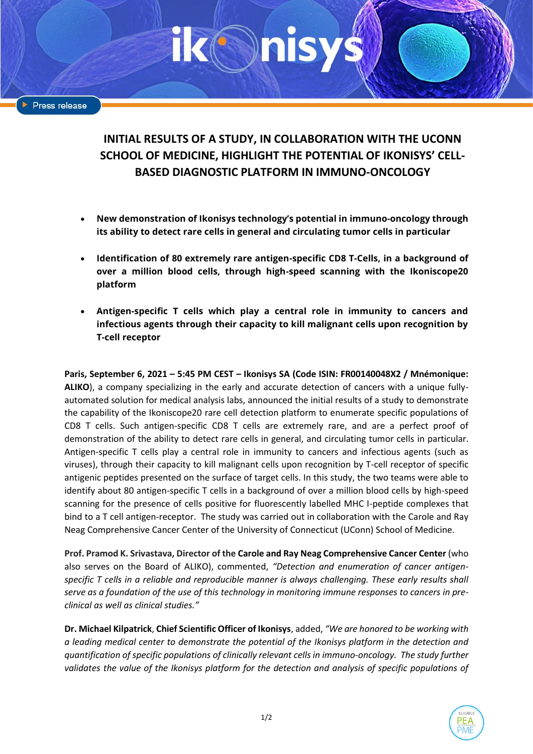Press release

# INITIAL RESULTS OF A STUDY, IN COLLABORATION WITH THE UCONN SCHOOL OF MEDICINE, HIGHLIGHT THE POTENTIAL OF IKONISYS' CELL-BASED DIAGNOSTIC PLATFORM IN IMMUNO-ONCOLOGY

- **New demonstration of Ikonisys technology's potential in immuno-oncology through its ability to detect rare cells in general and circulating tumor cells in particular**
- **Identification of 80 extremely rare antigen-specific CD8 T-Cells, in a background of over a million blood cells, through high-speed scanning with the Ikoniscope20 platform**
- **Antigen-specific T cells which play a central role in immunity to cancers and infectious agents through their capacity to kill malignant cells upon recognition by T-cell receptor**

**Paris, September 6, 2021 – 5:45 PM CEST – Ikonisys SA (Code ISIN: FR00140048X2 / Mnémonique: ALIKO**), a company specializing in the early and accurate detection of cancers with a unique fully-automated solution for medical analysis labs, announced the initial results of a study to demonstrate the capability of the Ikoniscope20 rare cell detection platform to enumerate specific populations of CD8 T cells. Such antigen-specific CD8 T cells are extremely rare, and are a perfect proof of demonstration of the ability to detect rare cells in general, and circulating tumor cells in particular. Antigen-specific T cells play a central role in immunity to cancers and infectious agents (such as viruses), through their capacity to kill malignant cells upon recognition by T-cell receptor of specific antigenic peptides presented on the surface of target cells. In this study, the two teams were able to identify about 80 antigen-specific T cells in a background of over a million blood cells by high-speed scanning for the presence of cells positive for fluorescently labelled MHC I-peptide complexes that bind to a T cell antigen-receptor. The study was carried out in collaboration with the Carole and Ray Neag Comprehensive Cancer Center of the University of Connecticut (UConn) School of Medicine.

**Prof. Pramod K. Srivastava, Director of the Carole and Ray Neag Comprehensive Cancer Center** (who also serves on the Board of ALIKO), commented, *"Detection and enumeration of cancer antigen-specific T cells in a reliable and reproducible manner is always challenging. These early results shall serve as a foundation of the use of this technology in monitoring immune responses to cancers in pre-clinical as well as clinical studies."*

**Dr. Michael Kilpatrick**, **Chief Scientific Officer of Ikonisys**, added, *"We are honored to be working with a leading medical center to demonstrate the potential of the Ikonisys platform in the detection and quantification of specific populations of clinically relevant cells in immuno-oncology. The study further validates the value of the Ikonisys platform for the detection and analysis of specific populations of*

ELIGIBLE PEA PME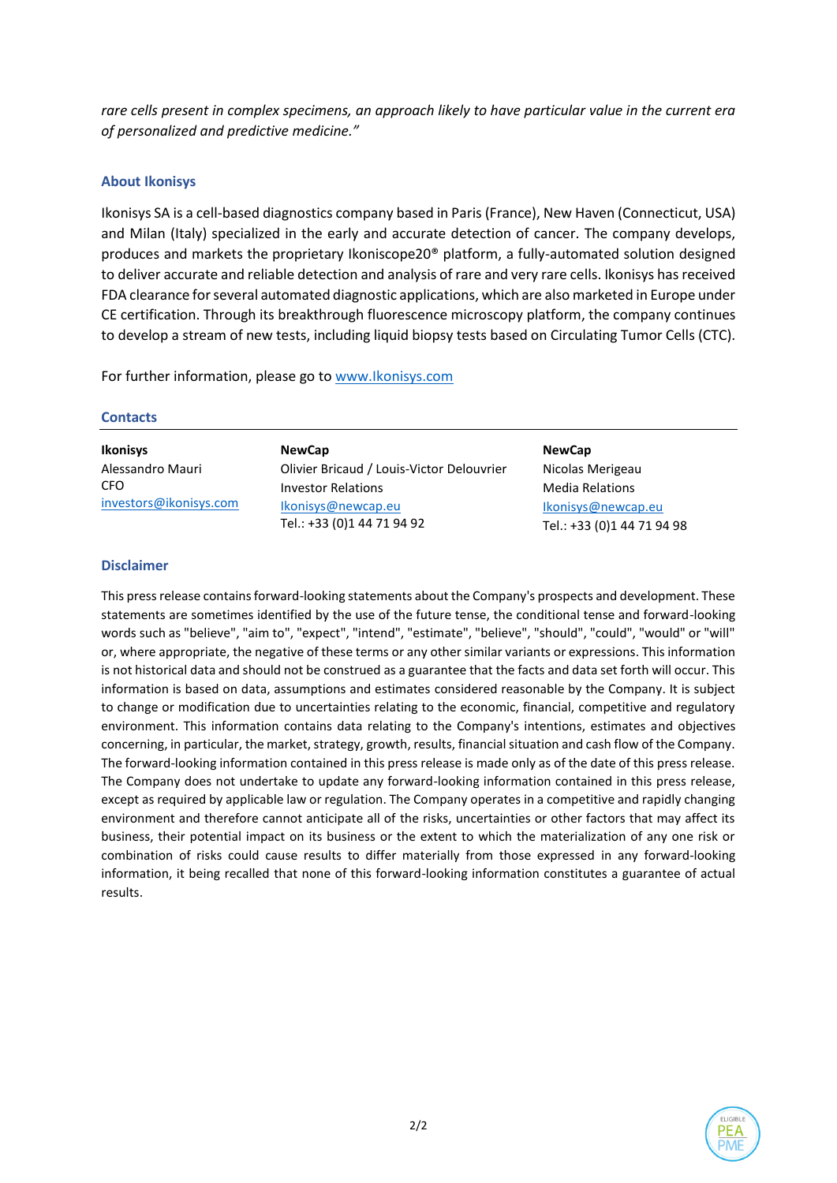*rare cells present in complex specimens, an approach likely to have particular value in the current era of personalized and predictive medicine."*

## About Ikonisys

Ikonisys SA is a cell-based diagnostics company based in Paris (France), New Haven (Connecticut, USA) and Milan (Italy) specialized in the early and accurate detection of cancer. The company develops, produces and markets the proprietary Ikoniscope20® platform, a fully-automated solution designed to deliver accurate and reliable detection and analysis of rare and very rare cells. Ikonisys has received FDA clearance for several automated diagnostic applications, which are also marketed in Europe under CE certification. Through its breakthrough fluorescence microscopy platform, the company continues to develop a stream of new tests, including liquid biopsy tests based on Circulating Tumor Cells (CTC).

For further information, please go to www.Ikonisys.com

## Contacts

| | | |
|---|---|---|
| **Ikonisys**<br>Alessandro Mauri<br>CFO<br>investors@ikonisys.com | **NewCap**<br>Olivier Bricaud / Louis-Victor Delouvrier<br>Investor Relations<br>Ikonisys@newcap.eu<br>Tel.: +33 (0)1 44 71 94 92 | **NewCap**<br>Nicolas Merigeau<br>Media Relations<br>Ikonisys@newcap.eu<br>Tel.: +33 (0)1 44 71 94 98 |

## Disclaimer

This press release contains forward-looking statements about the Company's prospects and development. These statements are sometimes identified by the use of the future tense, the conditional tense and forward-looking words such as "believe", "aim to", "expect", "intend", "estimate", "believe", "should", "could", "would" or "will" or, where appropriate, the negative of these terms or any other similar variants or expressions. This information is not historical data and should not be construed as a guarantee that the facts and data set forth will occur. This information is based on data, assumptions and estimates considered reasonable by the Company. It is subject to change or modification due to uncertainties relating to the economic, financial, competitive and regulatory environment. This information contains data relating to the Company's intentions, estimates and objectives concerning, in particular, the market, strategy, growth, results, financial situation and cash flow of the Company. The forward-looking information contained in this press release is made only as of the date of this press release. The Company does not undertake to update any forward-looking information contained in this press release, except as required by applicable law or regulation. The Company operates in a competitive and rapidly changing environment and therefore cannot anticipate all of the risks, uncertainties or other factors that may affect its business, their potential impact on its business or the extent to which the materialization of any one risk or combination of risks could cause results to differ materially from those expressed in any forward-looking information, it being recalled that none of this forward-looking information constitutes a guarantee of actual results.